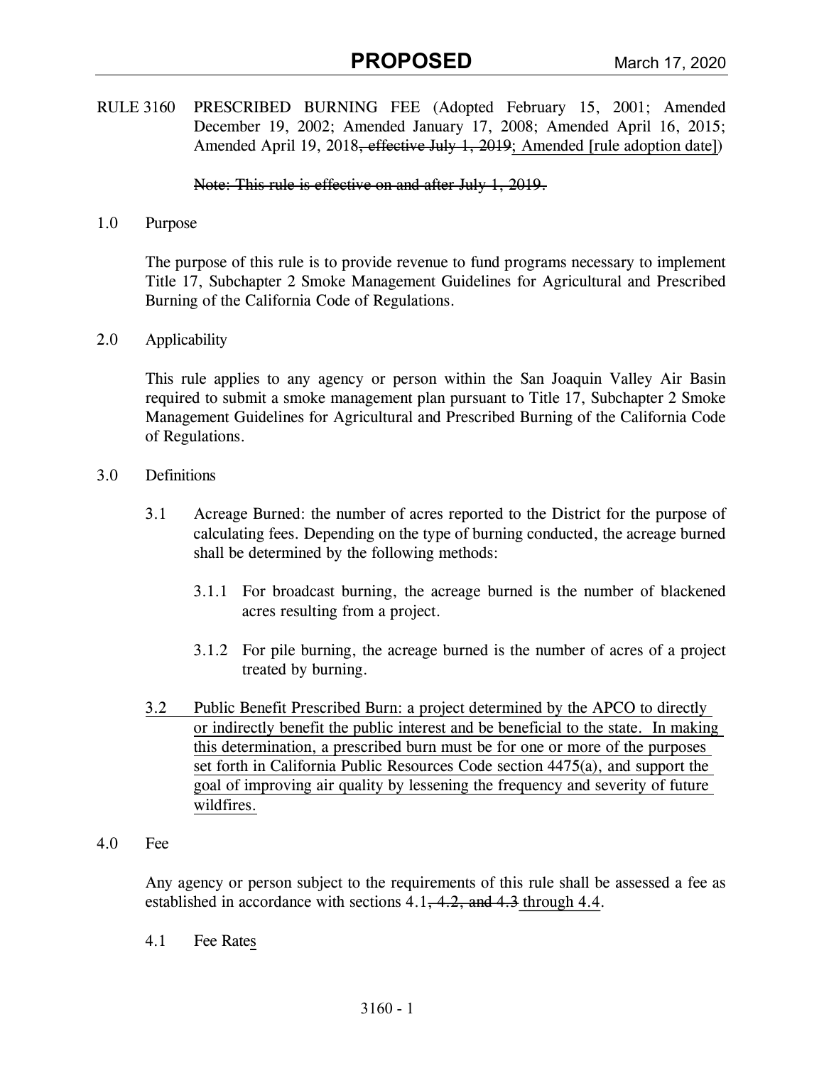RULE 3160 PRESCRIBED BURNING FEE (Adopted February 15, 2001; Amended December 19, 2002; Amended January 17, 2008; Amended April 16, 2015; Amended April 19, 2018~~, effective July 1, 2019~~<u>; Amended [rule adoption date]</u>)

~~Note: This rule is effective on and after July 1, 2019.~~

## 1.0 Purpose

The purpose of this rule is to provide revenue to fund programs necessary to implement Title 17, Subchapter 2 Smoke Management Guidelines for Agricultural and Prescribed Burning of the California Code of Regulations.

## 2.0 Applicability

This rule applies to any agency or person within the San Joaquin Valley Air Basin required to submit a smoke management plan pursuant to Title 17, Subchapter 2 Smoke Management Guidelines for Agricultural and Prescribed Burning of the California Code of Regulations.

## 3.0 Definitions

3.1 Acreage Burned: the number of acres reported to the District for the purpose of calculating fees. Depending on the type of burning conducted, the acreage burned shall be determined by the following methods:

3.1.1 For broadcast burning, the acreage burned is the number of blackened acres resulting from a project.

3.1.2 For pile burning, the acreage burned is the number of acres of a project treated by burning.

<u>3.2 Public Benefit Prescribed Burn: a project determined by the APCO to directly or indirectly benefit the public interest and be beneficial to the state. In making this determination, a prescribed burn must be for one or more of the purposes set forth in California Public Resources Code section 4475(a), and support the goal of improving air quality by lessening the frequency and severity of future wildfires.</u>

## 4.0 Fee

Any agency or person subject to the requirements of this rule shall be assessed a fee as established in accordance with sections 4.1~~, 4.2, and 4.3~~<u> through 4.4</u>.

4.1 Fee Rate<u>s</u>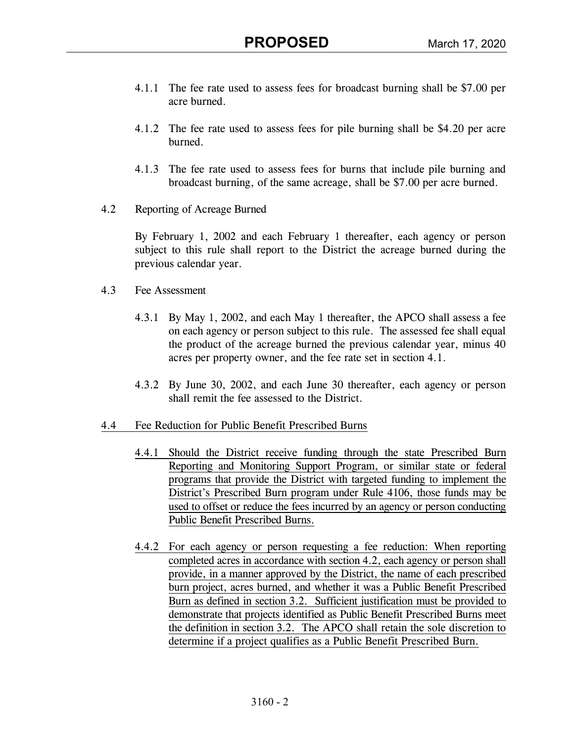4.1.1 The fee rate used to assess fees for broadcast burning shall be $7.00 per acre burned.

4.1.2 The fee rate used to assess fees for pile burning shall be $4.20 per acre burned.

4.1.3 The fee rate used to assess fees for burns that include pile burning and broadcast burning, of the same acreage, shall be $7.00 per acre burned.

4.2 Reporting of Acreage Burned

By February 1, 2002 and each February 1 thereafter, each agency or person subject to this rule shall report to the District the acreage burned during the previous calendar year.

4.3 Fee Assessment

4.3.1 By May 1, 2002, and each May 1 thereafter, the APCO shall assess a fee on each agency or person subject to this rule. The assessed fee shall equal the product of the acreage burned the previous calendar year, minus 40 acres per property owner, and the fee rate set in section 4.1.

4.3.2 By June 30, 2002, and each June 30 thereafter, each agency or person shall remit the fee assessed to the District.

<u>4.4 Fee Reduction for Public Benefit Prescribed Burns</u>

<u>4.4.1 Should the District receive funding through the state Prescribed Burn Reporting and Monitoring Support Program, or similar state or federal programs that provide the District with targeted funding to implement the District's Prescribed Burn program under Rule 4106, those funds may be used to offset or reduce the fees incurred by an agency or person conducting Public Benefit Prescribed Burns.</u>

<u>4.4.2 For each agency or person requesting a fee reduction: When reporting completed acres in accordance with section 4.2, each agency or person shall provide, in a manner approved by the District, the name of each prescribed burn project, acres burned, and whether it was a Public Benefit Prescribed Burn as defined in section 3.2. Sufficient justification must be provided to demonstrate that projects identified as Public Benefit Prescribed Burns meet the definition in section 3.2. The APCO shall retain the sole discretion to determine if a project qualifies as a Public Benefit Prescribed Burn.</u>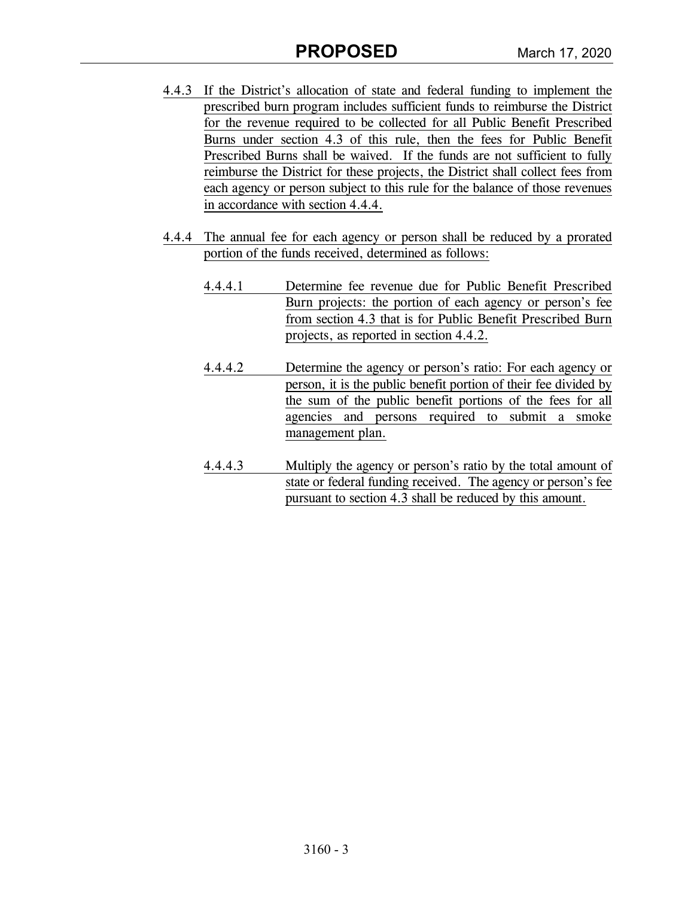4.4.3 If the District's allocation of state and federal funding to implement the prescribed burn program includes sufficient funds to reimburse the District for the revenue required to be collected for all Public Benefit Prescribed Burns under section 4.3 of this rule, then the fees for Public Benefit Prescribed Burns shall be waived. If the funds are not sufficient to fully reimburse the District for these projects, the District shall collect fees from each agency or person subject to this rule for the balance of those revenues in accordance with section 4.4.4.

4.4.4 The annual fee for each agency or person shall be reduced by a prorated portion of the funds received, determined as follows:

4.4.4.1 Determine fee revenue due for Public Benefit Prescribed Burn projects: the portion of each agency or person's fee from section 4.3 that is for Public Benefit Prescribed Burn projects, as reported in section 4.4.2.

4.4.4.2 Determine the agency or person's ratio: For each agency or person, it is the public benefit portion of their fee divided by the sum of the public benefit portions of the fees for all agencies and persons required to submit a smoke management plan.

4.4.4.3 Multiply the agency or person's ratio by the total amount of state or federal funding received. The agency or person's fee pursuant to section 4.3 shall be reduced by this amount.